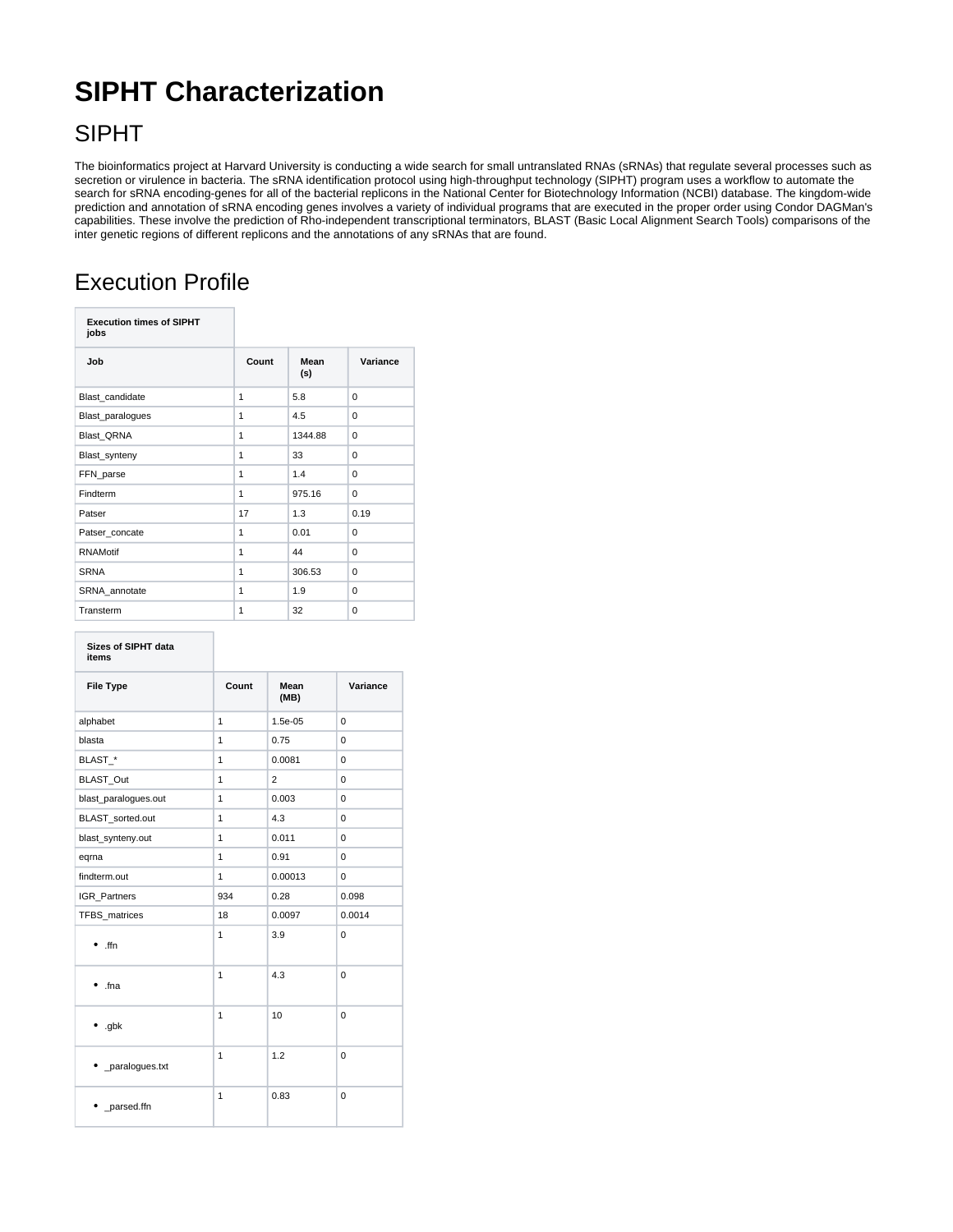# SIPHT Characterization

## SIPHT

The bioinformatics project at Harvard University is conducting a wide search for small untranslated RNAs (sRNAs) that regulate several processes such as secretion or virulence in bacteria. The sRNA identification protocol using high-throughput technology (SIPHT) program uses a workflow to automate the search for sRNA encoding-genes for all of the bacterial replicons in the National Center for Biotechnology Information (NCBI) database. The kingdom-wide prediction and annotation of sRNA encoding genes involves a variety of individual programs that are executed in the proper order using Condor DAGMan's capabilities. These involve the prediction of Rho-independent transcriptional terminators, BLAST (Basic Local Alignment Search Tools) comparisons of the inter genetic regions of different replicons and the annotations of any sRNAs that are found.

## Execution Profile

| Execution times of SIPHT jobs | | | |
|---|---|---|---|
| **Job** | **Count** | **Mean (s)** | **Variance** |
| Blast_candidate | 1 | 5.8 | 0 |
| Blast_paralogues | 1 | 4.5 | 0 |
| Blast_QRNA | 1 | 1344.88 | 0 |
| Blast_synteny | 1 | 33 | 0 |
| FFN_parse | 1 | 1.4 | 0 |
| Findterm | 1 | 975.16 | 0 |
| Patser | 17 | 1.3 | 0.19 |
| Patser_concate | 1 | 0.01 | 0 |
| RNAMotif | 1 | 44 | 0 |
| SRNA | 1 | 306.53 | 0 |
| SRNA_annotate | 1 | 1.9 | 0 |
| Transterm | 1 | 32 | 0 |

| Sizes of SIPHT data items | | | |
|---|---|---|---|
| **File Type** | **Count** | **Mean (MB)** | **Variance** |
| alphabet | 1 | 1.5e-05 | 0 |
| blasta | 1 | 0.75 | 0 |
| BLAST_* | 1 | 0.0081 | 0 |
| BLAST_Out | 1 | 2 | 0 |
| blast_paralogues.out | 1 | 0.003 | 0 |
| BLAST_sorted.out | 1 | 4.3 | 0 |
| blast_synteny.out | 1 | 0.011 | 0 |
| eqrna | 1 | 0.91 | 0 |
| findterm.out | 1 | 0.00013 | 0 |
| IGR_Partners | 934 | 0.28 | 0.098 |
| TFBS_matrices | 18 | 0.0097 | 0.0014 |
| • .ffn | 1 | 3.9 | 0 |
| • .fna | 1 | 4.3 | 0 |
| • .gbk | 1 | 10 | 0 |
| • _paralogues.txt | 1 | 1.2 | 0 |
| • _parsed.ffn | 1 | 0.83 | 0 |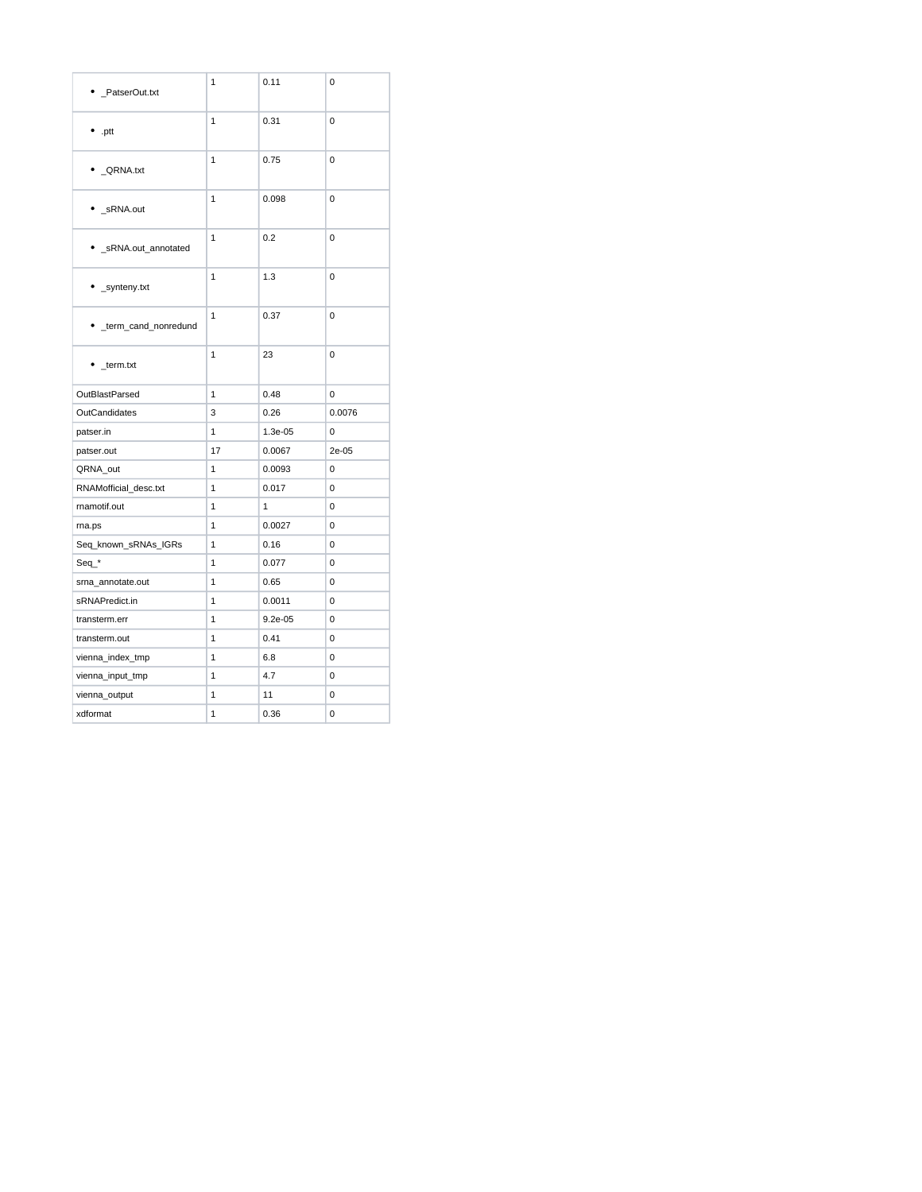| | | | |
|---|---|---|---|
| • _PatserOut.txt | 1 | 0.11 | 0 |
| • .ptt | 1 | 0.31 | 0 |
| • _QRNA.txt | 1 | 0.75 | 0 |
| • _sRNA.out | 1 | 0.098 | 0 |
| • _sRNA.out_annotated | 1 | 0.2 | 0 |
| • _synteny.txt | 1 | 1.3 | 0 |
| • _term_cand_nonredund | 1 | 0.37 | 0 |
| • _term.txt | 1 | 23 | 0 |
| OutBlastParsed | 1 | 0.48 | 0 |
| OutCandidates | 3 | 0.26 | 0.0076 |
| patser.in | 1 | 1.3e-05 | 0 |
| patser.out | 17 | 0.0067 | 2e-05 |
| QRNA_out | 1 | 0.0093 | 0 |
| RNAMofficial_desc.txt | 1 | 0.017 | 0 |
| rnamotif.out | 1 | 1 | 0 |
| rna.ps | 1 | 0.0027 | 0 |
| Seq_known_sRNAs_IGRs | 1 | 0.16 | 0 |
| Seq_* | 1 | 0.077 | 0 |
| srna_annotate.out | 1 | 0.65 | 0 |
| sRNAPredict.in | 1 | 0.0011 | 0 |
| transterm.err | 1 | 9.2e-05 | 0 |
| transterm.out | 1 | 0.41 | 0 |
| vienna_index_tmp | 1 | 6.8 | 0 |
| vienna_input_tmp | 1 | 4.7 | 0 |
| vienna_output | 1 | 11 | 0 |
| xdformat | 1 | 0.36 | 0 |